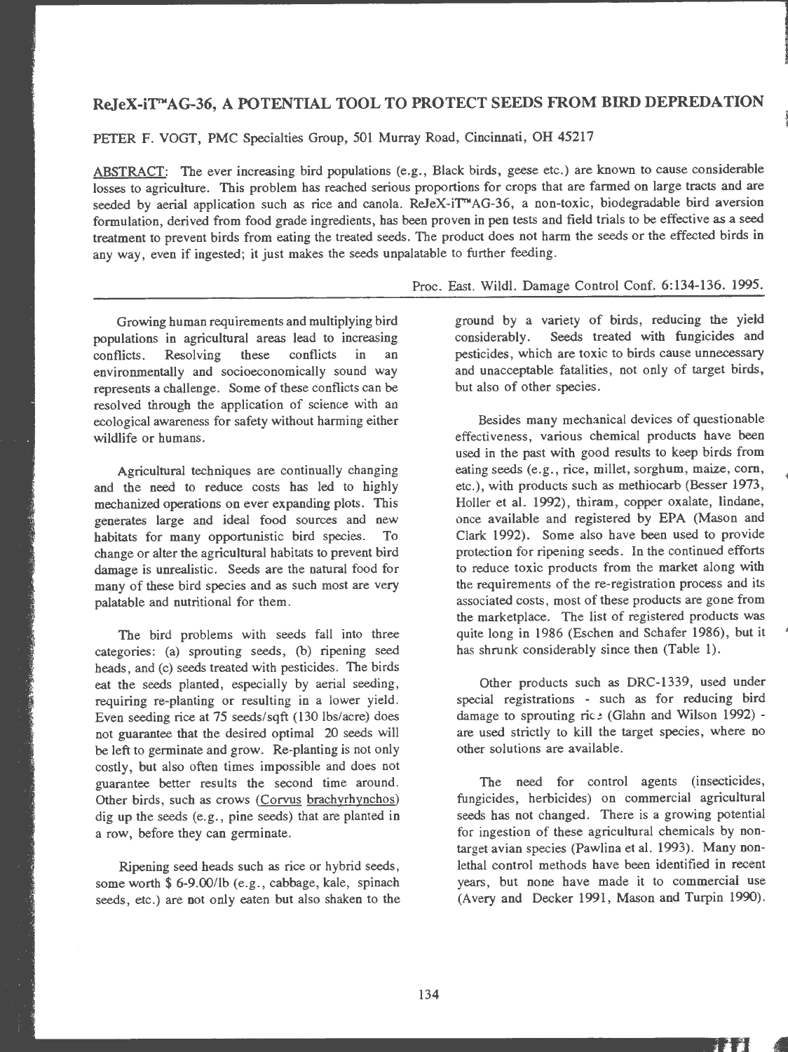# ReJeX-iT™AG-36, A POTENTIAL TOOL TO PROTECT SEEDS FROM BIRD DEPREDATION

PETER F. VOGT, PMC Specialties Group, 501 Murray Road, Cincinnati, OH 45217

ABSTRACT: The ever increasing bird populations (e.g., Black birds, geese etc.) are known to cause considerable losses to agriculture. This problem has reached serious proportions for crops that are farmed on large tracts and are seeded by aerial application such as rice and canola. ReJeX-iT™AG-36, a non-toxic, biodegradable bird aversion formulation, derived from food grade ingredients, has been proven in pen tests and field trials to be effective as a seed treatment to prevent birds from eating the treated seeds. The product does not harm the seeds or the effected birds in any way, even if ingested; it just makes the seeds unpalatable to further feeding.

Proc. East. Wildl. Damage Control Conf. 6:134-136. 1995.

Growing human requirements and multiplying bird populations in agricultural areas lead to increasing conflicts. Resolving these conflicts in an environmentally and socioeconomically sound way represents a challenge. Some of these conflicts can be resolved through the application of science with an ecological awareness for safety without harming either wildlife or humans.

Agricultural techniques are continually changing and the need to reduce costs has led to highly mechanized operations on ever expanding plots. This generates large and ideal food sources and new habitats for many opportunistic bird species. To change or alter the agricultural habitats to prevent bird damage is unrealistic. Seeds are the natural food for many of these bird species and as such most are very palatable and nutritional for them.

The bird problems with seeds fall into three categories: (a) sprouting seeds, (b) ripening seed heads, and (c) seeds treated with pesticides. The birds eat the seeds planted, especially by aerial seeding, requiring re-planting or resulting in a lower yield. Even seeding rice at 75 seeds/sqft (130 lbs/acre) does not guarantee that the desired optimal 20 seeds will be left to germinate and grow. Re-planting is not only costly, but also often times impossible and does not guarantee better results the second time around. Other birds, such as crows (Corvus brachyrhynchos) dig up the seeds (e.g., pine seeds) that are planted in a row, before they can germinate.

Ripening seed heads such as rice or hybrid seeds, some worth $ 6-9.00/lb (e.g., cabbage, kale, spinach seeds, etc.) are not only eaten but also shaken to the ground by a variety of birds, reducing the yield considerably. Seeds treated with fungicides and pesticides, which are toxic to birds cause unnecessary and unacceptable fatalities, not only of target birds, but also of other species.

Besides many mechanical devices of questionable effectiveness, various chemical products have been used in the past with good results to keep birds from eating seeds (e.g., rice, millet, sorghum, maize, corn, etc.), with products such as methiocarb (Besser 1973, Holler et al. 1992), thiram, copper oxalate, lindane, once available and registered by EPA (Mason and Clark 1992). Some also have been used to provide protection for ripening seeds. In the continued efforts to reduce toxic products from the market along with the requirements of the re-registration process and its associated costs, most of these products are gone from the marketplace. The list of registered products was quite long in 1986 (Eschen and Schafer 1986), but it has shrunk considerably since then (Table 1).

Other products such as DRC-1339, used under special registrations - such as for reducing bird damage to sprouting rice (Glahn and Wilson 1992) - are used strictly to kill the target species, where no other solutions are available.

The need for control agents (insecticides, fungicides, herbicides) on commercial agricultural seeds has not changed. There is a growing potential for ingestion of these agricultural chemicals by non-target avian species (Pawlina et al. 1993). Many non-lethal control methods have been identified in recent years, but none have made it to commercial use (Avery and Decker 1991, Mason and Turpin 1990).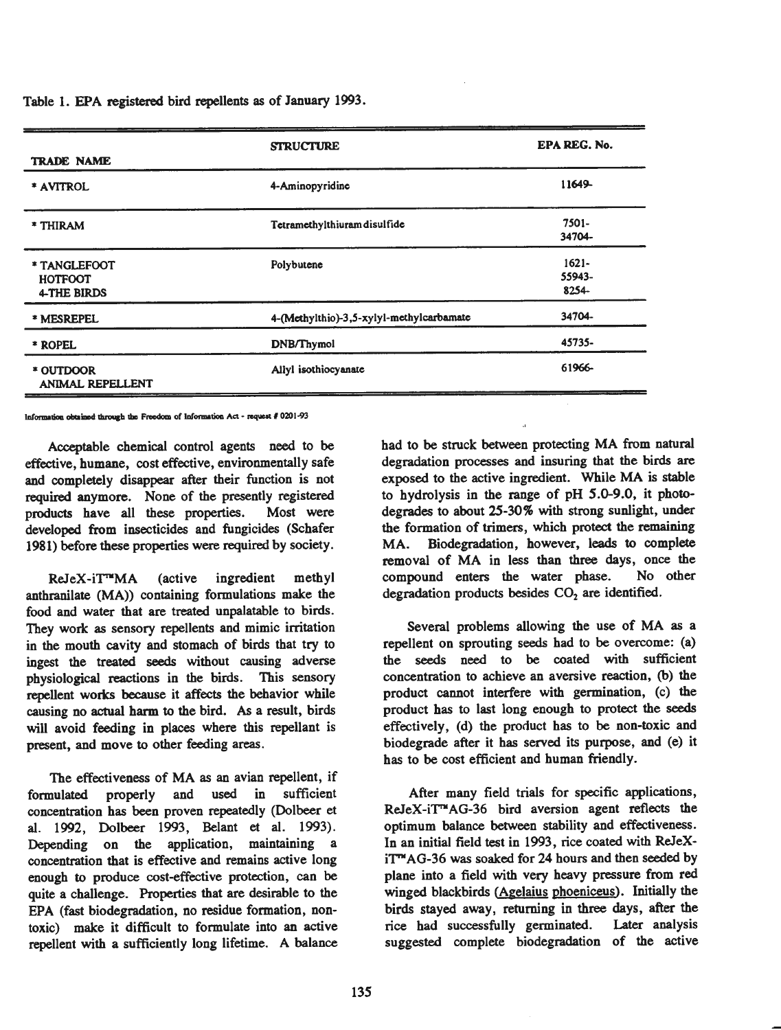Table 1. EPA registered bird repellents as of January 1993.

| TRADE NAME | STRUCTURE | EPA REG. No. |
|---|---|---|
| * AVITROL | 4-Aminopyridine | 11649- |
| * THIRAM | Tetramethylthiuram disulfide | 7501-<br>34704- |
| * TANGLEFOOT<br>HOTFOOT<br>4-THE BIRDS | Polybutene | 1621-<br>55943-<br>8254- |
| * MESREPEL | 4-(Methylthio)-3,5-xylyl-methylcarbamate | 34704- |
| * ROPEL | DNB/Thymol | 45735- |
| * OUTDOOR<br>ANIMAL REPELLENT | Allyl isothiocyanate | 61966- |

Information obtained through the Freedom of Information Act - request # 0201-93

Acceptable chemical control agents need to be effective, humane, cost effective, environmentally safe and completely disappear after their function is not required anymore. None of the presently registered products have all these properties. Most were developed from insecticides and fungicides (Schafer 1981) before these properties were required by society.

ReJeX-iT™MA (active ingredient methyl anthranilate (MA)) containing formulations make the food and water that are treated unpalatable to birds. They work as sensory repellents and mimic irritation in the mouth cavity and stomach of birds that try to ingest the treated seeds without causing adverse physiological reactions in the birds. This sensory repellent works because it affects the behavior while causing no actual harm to the bird. As a result, birds will avoid feeding in places where this repellant is present, and move to other feeding areas.

The effectiveness of MA as an avian repellent, if formulated properly and used in sufficient concentration has been proven repeatedly (Dolbeer et al. 1992, Dolbeer 1993, Belant et al. 1993). Depending on the application, maintaining a concentration that is effective and remains active long enough to produce cost-effective protection, can be quite a challenge. Properties that are desirable to the EPA (fast biodegradation, no residue formation, non-toxic) make it difficult to formulate into an active repellent with a sufficiently long lifetime. A balance had to be struck between protecting MA from natural degradation processes and insuring that the birds are exposed to the active ingredient. While MA is stable to hydrolysis in the range of pH 5.0-9.0, it photodegrades to about 25-30% with strong sunlight, under the formation of trimers, which protect the remaining MA. Biodegradation, however, leads to complete removal of MA in less than three days, once the compound enters the water phase. No other degradation products besides $CO_2$ are identified.

Several problems allowing the use of MA as a repellent on sprouting seeds had to be overcome: (a) the seeds need to be coated with sufficient concentration to achieve an aversive reaction, (b) the product cannot interfere with germination, (c) the product has to last long enough to protect the seeds effectively, (d) the product has to be non-toxic and biodegrade after it has served its purpose, and (e) it has to be cost efficient and human friendly.

After many field trials for specific applications, ReJeX-iT™AG-36 bird aversion agent reflects the optimum balance between stability and effectiveness. In an initial field test in 1993, rice coated with ReJeX-iT™AG-36 was soaked for 24 hours and then seeded by plane into a field with very heavy pressure from red winged blackbirds (Agelaius phoeniceus). Initially the birds stayed away, returning in three days, after the rice had successfully germinated. Later analysis suggested complete biodegradation of the active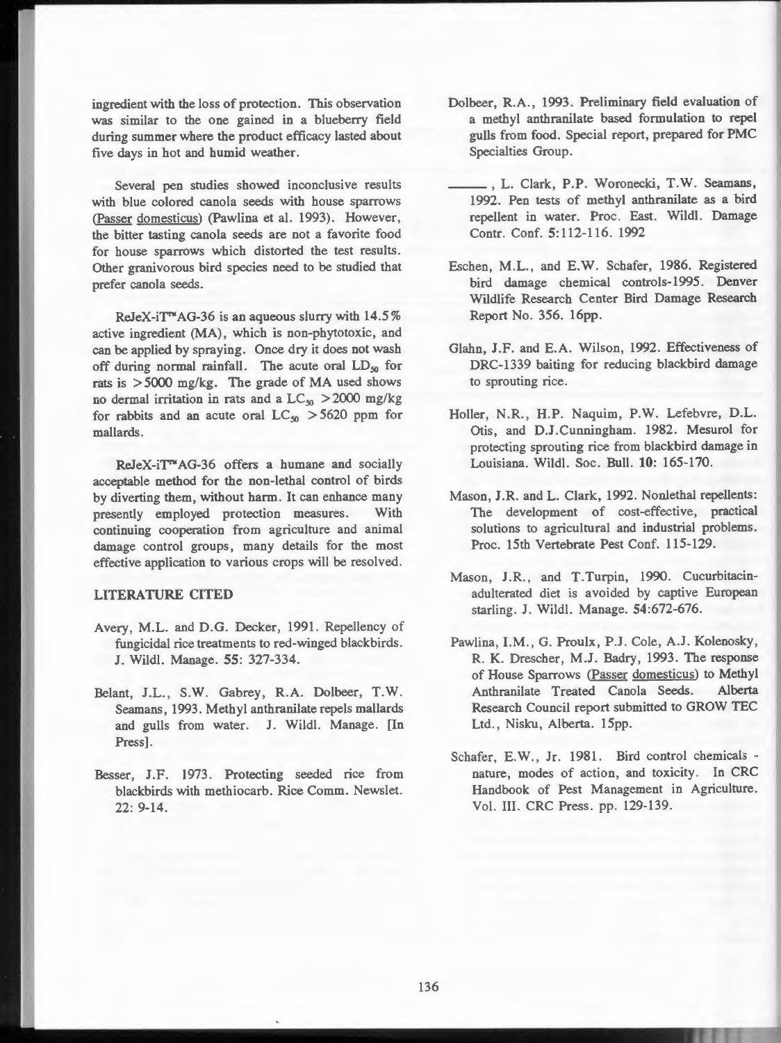ingredient with the loss of protection. This observation was similar to the one gained in a blueberry field during summer where the product efficacy lasted about five days in hot and humid weather.

Several pen studies showed inconclusive results with blue colored canola seeds with house sparrows (Passer domesticus) (Pawlina et al. 1993). However, the bitter tasting canola seeds are not a favorite food for house sparrows which distorted the test results. Other granivorous bird species need to be studied that prefer canola seeds.

ReJeX-iT™AG-36 is an aqueous slurry with 14.5% active ingredient (MA), which is non-phytotoxic, and can be applied by spraying. Once dry it does not wash off during normal rainfall. The acute oral $LD_{50}$ for rats is >5000 mg/kg. The grade of MA used shows no dermal irritation in rats and a $LC_{50}$ >2000 mg/kg for rabbits and an acute oral $LC_{50}$ >5620 ppm for mallards.

ReJeX-iT™AG-36 offers a humane and socially acceptable method for the non-lethal control of birds by diverting them, without harm. It can enhance many presently employed protection measures. With continuing cooperation from agriculture and animal damage control groups, many details for the most effective application to various crops will be resolved.

## LITERATURE CITED

Avery, M.L. and D.G. Decker, 1991. Repellency of fungicidal rice treatments to red-winged blackbirds. J. Wildl. Manage. 55: 327-334.

Belant, J.L., S.W. Gabrey, R.A. Dolbeer, T.W. Seamans, 1993. Methyl anthranilate repels mallards and gulls from water. J. Wildl. Manage. [In Press].

Besser, J.F. 1973. Protecting seeded rice from blackbirds with methiocarb. Rice Comm. Newslet. 22: 9-14.

Dolbeer, R.A., 1993. Preliminary field evaluation of a methyl anthranilate based formulation to repel gulls from food. Special report, prepared for PMC Specialties Group.

\_\_\_\_\_, L. Clark, P.P. Woronecki, T.W. Seamans, 1992. Pen tests of methyl anthranilate as a bird repellent in water. Proc. East. Wildl. Damage Contr. Conf. 5:112-116. 1992

Eschen, M.L., and E.W. Schafer, 1986. Registered bird damage chemical controls-1995. Denver Wildlife Research Center Bird Damage Research Report No. 356. 16pp.

Glahn, J.F. and E.A. Wilson, 1992. Effectiveness of DRC-1339 baiting for reducing blackbird damage to sprouting rice.

Holler, N.R., H.P. Naquim, P.W. Lefebvre, D.L. Otis, and D.J.Cunningham. 1982. Mesurol for protecting sprouting rice from blackbird damage in Louisiana. Wildl. Soc. Bull. 10: 165-170.

Mason, J.R. and L. Clark, 1992. Nonlethal repellents: The development of cost-effective, practical solutions to agricultural and industrial problems. Proc. 15th Vertebrate Pest Conf. 115-129.

Mason, J.R., and T.Turpin, 1990. Cucurbitacin-adulterated diet is avoided by captive European starling. J. Wildl. Manage. 54:672-676.

Pawlina, I.M., G. Proulx, P.J. Cole, A.J. Kolenosky, R. K. Drescher, M.J. Badry, 1993. The response of House Sparrows (Passer domesticus) to Methyl Anthranilate Treated Canola Seeds. Alberta Research Council report submitted to GROW TEC Ltd., Nisku, Alberta. 15pp.

Schafer, E.W., Jr. 1981. Bird control chemicals - nature, modes of action, and toxicity. In CRC Handbook of Pest Management in Agriculture. Vol. III. CRC Press. pp. 129-139.